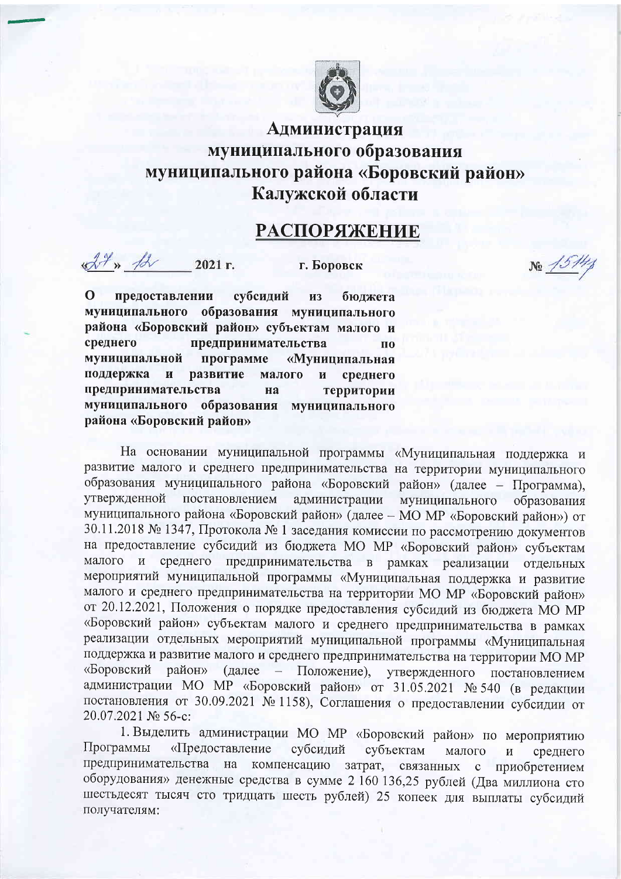# Администрация муниципального образования муниципального района «Боровский район» Калужской области

## РАСПОРЯЖЕНИЕ

«27» 12 2021 г. г. Боровск № 1514

**О предоставлении субсидий из бюджета муниципального образования муниципального района «Боровский район» субъектам малого и среднего предпринимательства по муниципальной программе «Муниципальная поддержка и развитие малого и среднего предпринимательства на территории муниципального образования муниципального района «Боровский район»**

На основании муниципальной программы «Муниципальная поддержка и развитие малого и среднего предпринимательства на территории муниципального образования муниципального района «Боровский район» (далее – Программа), утвержденной постановлением администрации муниципального образования муниципального района «Боровский район» (далее – МО МР «Боровский район») от 30.11.2018 № 1347, Протокола № 1 заседания комиссии по рассмотрению документов на предоставление субсидий из бюджета МО МР «Боровский район» субъектам малого и среднего предпринимательства в рамках реализации отдельных мероприятий муниципальной программы «Муниципальная поддержка и развитие малого и среднего предпринимательства на территории МО МР «Боровский район» от 20.12.2021, Положения о порядке предоставления субсидий из бюджета МО МР «Боровский район» субъектам малого и среднего предпринимательства в рамках реализации отдельных мероприятий муниципальной программы «Муниципальная поддержка и развитие малого и среднего предпринимательства на территории МО МР «Боровский район» (далее – Положение), утвержденного постановлением администрации МО МР «Боровский район» от 31.05.2021 № 540 (в редакции постановления от 30.09.2021 № 1158), Соглашения о предоставлении субсидии от 20.07.2021 № 56-с:

1. Выделить администрации МО МР «Боровский район» по мероприятию Программы «Предоставление субсидий субъектам малого и среднего предпринимательства на компенсацию затрат, связанных с приобретением оборудования» денежные средства в сумме 2 160 136,25 рублей (Два миллиона сто шестьдесят тысяч сто тридцать шесть рублей) 25 копеек для выплаты субсидий получателям: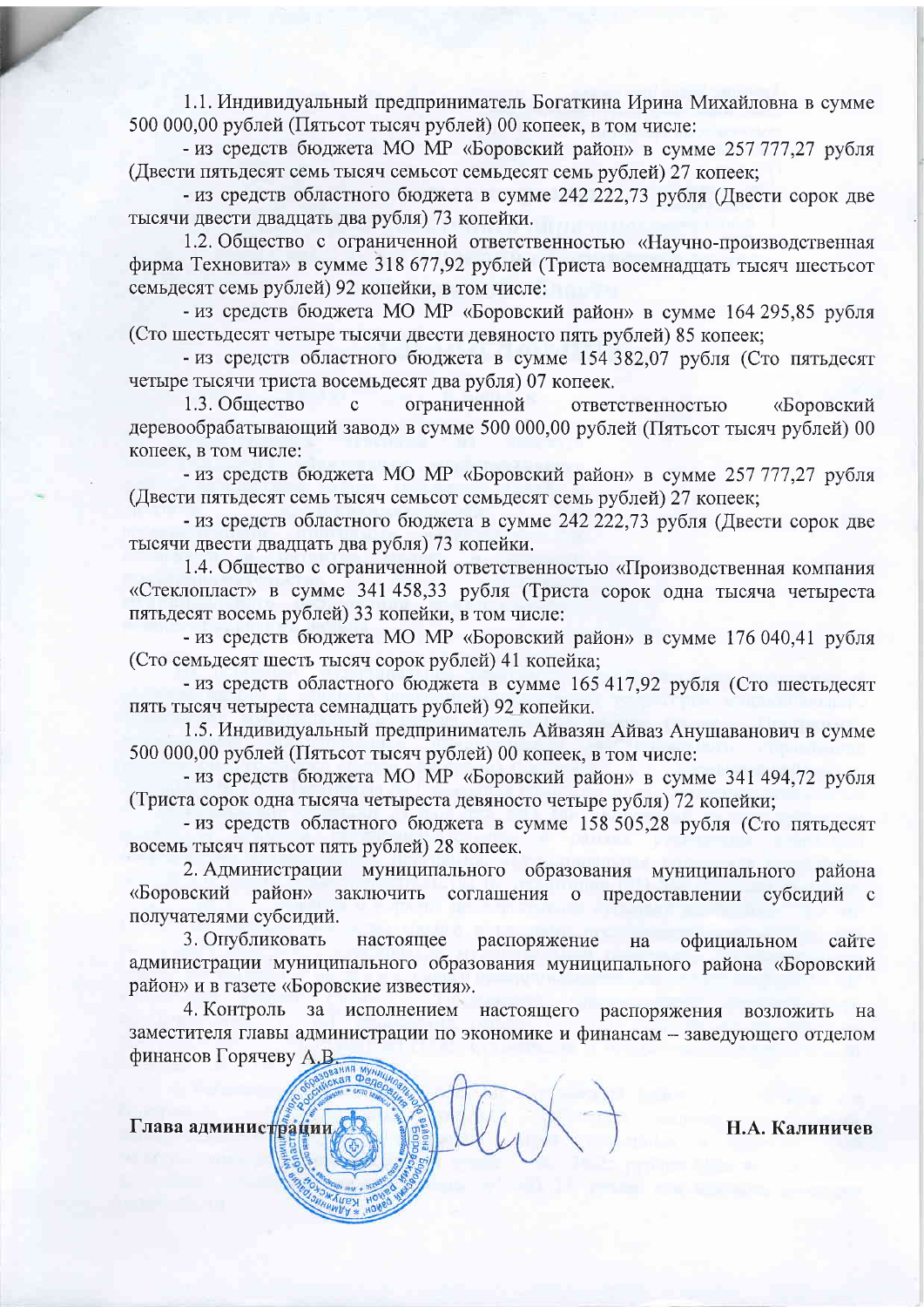1.1. Индивидуальный предприниматель Богаткина Ирина Михайловна в сумме 500 000,00 рублей (Пятьсот тысяч рублей) 00 копеек, в том числе:

- из средств бюджета МО МР «Боровский район» в сумме 257 777,27 рубля (Двести пятьдесят семь тысяч семьсот семьдесят семь рублей) 27 копеек;

- из средств областного бюджета в сумме 242 222,73 рубля (Двести сорок две тысячи двести двадцать два рубля) 73 копейки.

1.2. Общество с ограниченной ответственностью «Научно-производственная фирма Техновита» в сумме 318 677,92 рублей (Триста восемнадцать тысяч шестьсот семьдесят семь рублей) 92 копейки, в том числе:

- из средств бюджета МО МР «Боровский район» в сумме 164 295,85 рубля (Сто шестьдесят четыре тысячи двести девяносто пять рублей) 85 копеек;

- из средств областного бюджета в сумме 154 382,07 рубля (Сто пятьдесят четыре тысячи триста восемьдесят два рубля) 07 копеек.

1.3. Общество с ограниченной ответственностью «Боровский деревообрабатывающий завод» в сумме 500 000,00 рублей (Пятьсот тысяч рублей) 00 копеек, в том числе:

- из средств бюджета МО МР «Боровский район» в сумме 257 777,27 рубля (Двести пятьдесят семь тысяч семьсот семьдесят семь рублей) 27 копеек;

- из средств областного бюджета в сумме 242 222,73 рубля (Двести сорок две тысячи двести двадцать два рубля) 73 копейки.

1.4. Общество с ограниченной ответственностью «Производственная компания «Стеклопласт» в сумме 341 458,33 рубля (Триста сорок одна тысяча четыреста пятьдесят восемь рублей) 33 копейки, в том числе:

- из средств бюджета МО МР «Боровский район» в сумме 176 040,41 рубля (Сто семьдесят шесть тысяч сорок рублей) 41 копейка;

- из средств областного бюджета в сумме 165 417,92 рубля (Сто шестьдесят пять тысяч четыреста семнадцать рублей) 92 копейки.

1.5. Индивидуальный предприниматель Айвазян Айваз Анушаванович в сумме 500 000,00 рублей (Пятьсот тысяч рублей) 00 копеек, в том числе:

- из средств бюджета МО МР «Боровский район» в сумме 341 494,72 рубля (Триста сорок одна тысяча четыреста девяносто четыре рубля) 72 копейки;

- из средств областного бюджета в сумме 158 505,28 рубля (Сто пятьдесят восемь тысяч пятьсот пять рублей) 28 копеек.

2. Администрации муниципального образования муниципального района «Боровский район» заключить соглашения о предоставлении субсидий с получателями субсидий.

3. Опубликовать настоящее распоряжение на официальном сайте администрации муниципального образования муниципального района «Боровский район» и в газете «Боровские известия».

4. Контроль за исполнением настоящего распоряжения возложить на заместителя главы администрации по экономике и финансам – заведующего отделом финансов Горячеву А.В.

**Глава администрации** **Н.А. Калиничев**